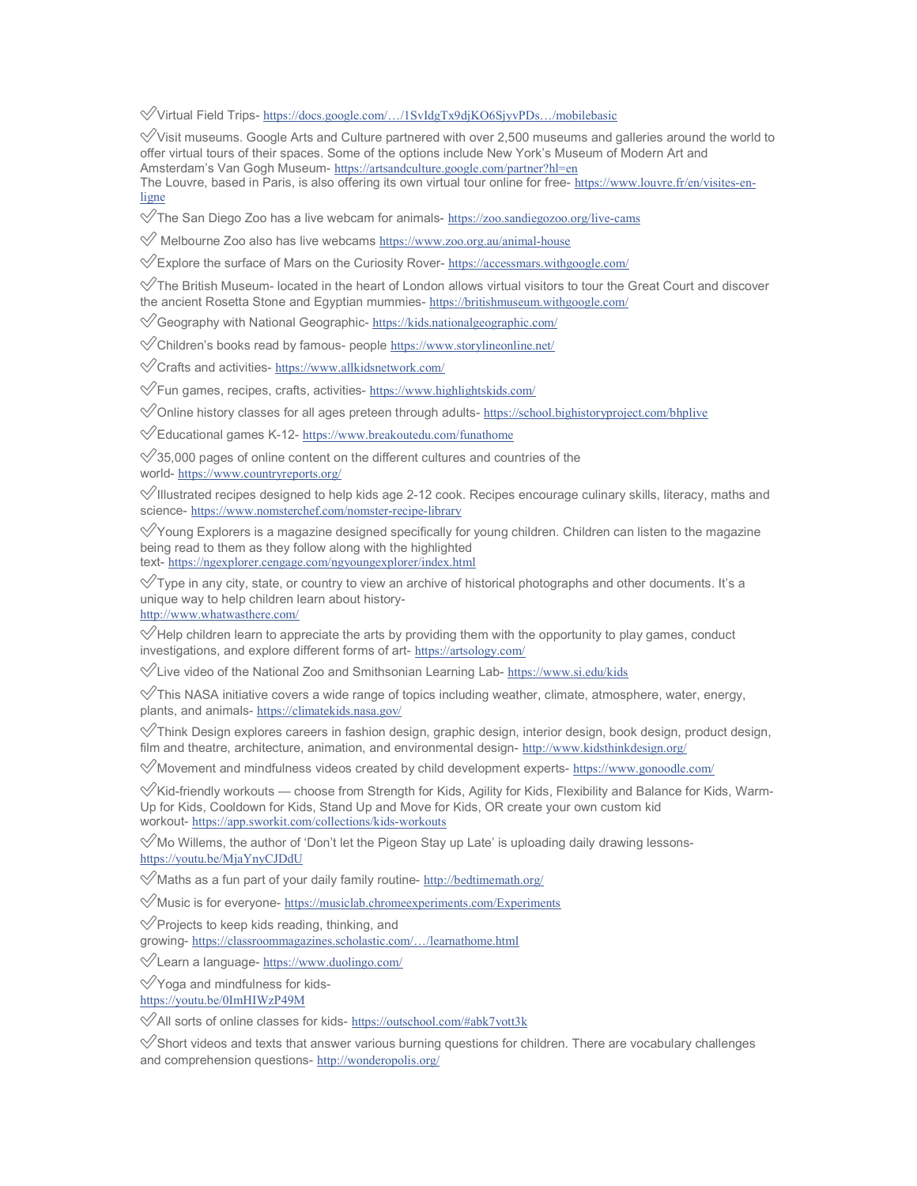✅Virtual Field Trips- https://docs.google.com/…/1SvIdgTx9djKO6SjyvPDs…/mobilebasic

✅Visit museums. Google Arts and Culture partnered with over 2,500 museums and galleries around the world to offer virtual tours of their spaces. Some of the options include New York's Museum of Modern Art and Amsterdam's Van Gogh Museum- https://artsandculture.google.com/partner?hl=en
The Louvre, based in Paris, is also offering its own virtual tour online for free- https://www.louvre.fr/en/visites-en-ligne

✅The San Diego Zoo has a live webcam for animals- https://zoo.sandiegozoo.org/live-cams

✅ Melbourne Zoo also has live webcams https://www.zoo.org.au/animal-house

✅Explore the surface of Mars on the Curiosity Rover- https://accessmars.withgoogle.com/

✅The British Museum- located in the heart of London allows virtual visitors to tour the Great Court and discover the ancient Rosetta Stone and Egyptian mummies- https://britishmuseum.withgoogle.com/

✅Geography with National Geographic- https://kids.nationalgeographic.com/

✅Children's books read by famous- people https://www.storylineonline.net/

✅Crafts and activities- https://www.allkidsnetwork.com/

✅Fun games, recipes, crafts, activities- https://www.highlightskids.com/

✅Online history classes for all ages preteen through adults- https://school.bighistoryproject.com/bhplive

✅Educational games K-12- https://www.breakoutedu.com/funathome

✅35,000 pages of online content on the different cultures and countries of the world- https://www.countryreports.org/

✅Illustrated recipes designed to help kids age 2-12 cook. Recipes encourage culinary skills, literacy, maths and science- https://www.nomsterchef.com/nomster-recipe-library

✅Young Explorers is a magazine designed specifically for young children. Children can listen to the magazine being read to them as they follow along with the highlighted text- https://ngexplorer.cengage.com/ngyoungexplorer/index.html

✅Type in any city, state, or country to view an archive of historical photographs and other documents. It's a unique way to help children learn about history-
http://www.whatwasthere.com/

✅Help children learn to appreciate the arts by providing them with the opportunity to play games, conduct investigations, and explore different forms of art- https://artsology.com/

✅Live video of the National Zoo and Smithsonian Learning Lab- https://www.si.edu/kids

✅This NASA initiative covers a wide range of topics including weather, climate, atmosphere, water, energy, plants, and animals- https://climatekids.nasa.gov/

✅Think Design explores careers in fashion design, graphic design, interior design, book design, product design, film and theatre, architecture, animation, and environmental design- http://www.kidsthinkdesign.org/

✅Movement and mindfulness videos created by child development experts- https://www.gonoodle.com/

✅Kid-friendly workouts — choose from Strength for Kids, Agility for Kids, Flexibility and Balance for Kids, Warm-Up for Kids, Cooldown for Kids, Stand Up and Move for Kids, OR create your own custom kid workout- https://app.sworkit.com/collections/kids-workouts

✅Mo Willems, the author of 'Don't let the Pigeon Stay up Late' is uploading daily drawing lessons-
https://youtu.be/MjaYnyCJDdU

✅Maths as a fun part of your daily family routine- http://bedtimemath.org/

✅Music is for everyone- https://musiclab.chromeexperiments.com/Experiments

✅Projects to keep kids reading, thinking, and growing- https://classroommagazines.scholastic.com/…/learnathome.html

✅Learn a language- https://www.duolingo.com/

✅Yoga and mindfulness for kids-
https://youtu.be/0ImHIWzP49M

✅All sorts of online classes for kids- https://outschool.com/#abk7vott3k

✅Short videos and texts that answer various burning questions for children. There are vocabulary challenges and comprehension questions- http://wonderopolis.org/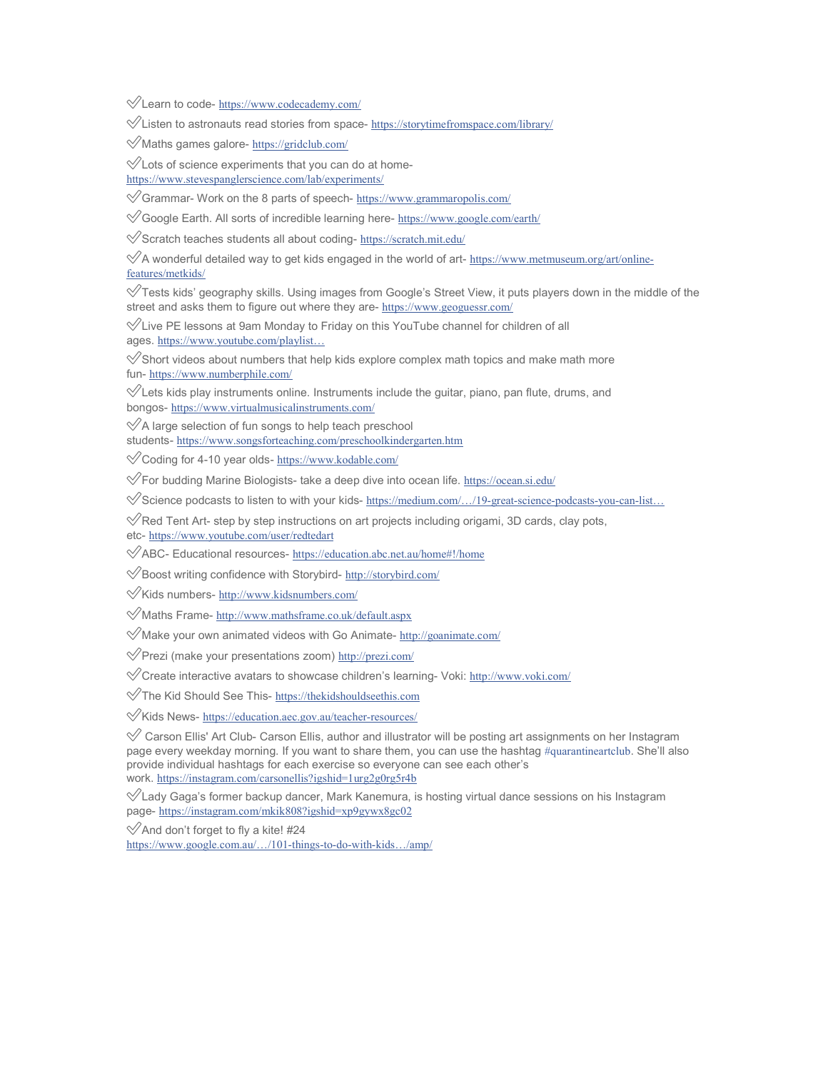✅Learn to code- https://www.codecademy.com/

✅Listen to astronauts read stories from space- https://storytimefromspace.com/library/

✅Maths games galore- https://gridclub.com/

✅Lots of science experiments that you can do at home- https://www.stevespanglerscience.com/lab/experiments/

✅Grammar- Work on the 8 parts of speech- https://www.grammaropolis.com/

✅Google Earth. All sorts of incredible learning here- https://www.google.com/earth/

✅Scratch teaches students all about coding- https://scratch.mit.edu/

✅A wonderful detailed way to get kids engaged in the world of art- https://www.metmuseum.org/art/online-features/metkids/

✅Tests kids' geography skills. Using images from Google's Street View, it puts players down in the middle of the street and asks them to figure out where they are- https://www.geoguessr.com/

✅Live PE lessons at 9am Monday to Friday on this YouTube channel for children of all ages. https://www.youtube.com/playlist…

✅Short videos about numbers that help kids explore complex math topics and make math more fun- https://www.numberphile.com/

✅Lets kids play instruments online. Instruments include the guitar, piano, pan flute, drums, and bongos- https://www.virtualmusicalinstruments.com/

✅A large selection of fun songs to help teach preschool students- https://www.songsforteaching.com/preschoolkindergarten.htm

✅Coding for 4-10 year olds- https://www.kodable.com/

✅For budding Marine Biologists- take a deep dive into ocean life. https://ocean.si.edu/

✅Science podcasts to listen to with your kids- https://medium.com/…/19-great-science-podcasts-you-can-list…

✅Red Tent Art- step by step instructions on art projects including origami, 3D cards, clay pots, etc- https://www.youtube.com/user/redtedart

✅ABC- Educational resources- https://education.abc.net.au/home#!/home

✅Boost writing confidence with Storybird- http://storybird.com/

✅Kids numbers- http://www.kidsnumbers.com/

✅Maths Frame- http://www.mathsframe.co.uk/default.aspx

✅Make your own animated videos with Go Animate- http://goanimate.com/

✅Prezi (make your presentations zoom) http://prezi.com/

✅Create interactive avatars to showcase children's learning- Voki: http://www.voki.com/

✅The Kid Should See This- https://thekidshouldseethis.com

✅Kids News- https://education.aec.gov.au/teacher-resources/

✅ Carson Ellis' Art Club- Carson Ellis, author and illustrator will be posting art assignments on her Instagram page every weekday morning. If you want to share them, you can use the hashtag #quarantineartclub. She'll also provide individual hashtags for each exercise so everyone can see each other's work. https://instagram.com/carsonellis?igshid=1urg2g0rg5r4b

✅Lady Gaga's former backup dancer, Mark Kanemura, is hosting virtual dance sessions on his Instagram page- https://instagram.com/mkik808?igshid=xp9gywx8gc02

✅And don't forget to fly a kite! #24 https://www.google.com.au/…/101-things-to-do-with-kids…/amp/